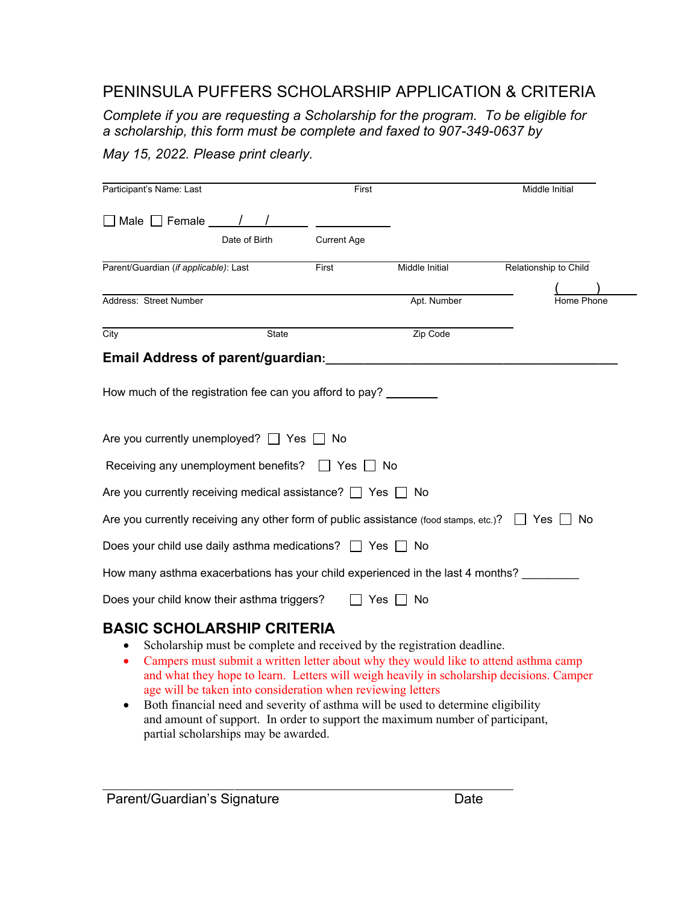# PENINSULA PUFFERS SCHOLARSHIP APPLICATION & CRITERIA

*Complete if you are requesting a Scholarship for the program. To be eligible for a scholarship, this form must be complete and faxed to 907-349-0637 by May 15, 2022. Please print clearly.*

______________________________________________________________________
Participant's Name: Last First Middle Initial

☐ Male ☐ Female ____/____/______ ____________
Date of Birth Current Age

______________________________________________________________________
Parent/Guardian (*if applicable*): Last First Middle Initial Relationship to Child

______________________________________________________________________ (______)________
Address: Street Number Apt. Number Home Phone

______________________________________________________________________
City State Zip Code

**Email Address of parent/guardian:**__________________________________________

How much of the registration fee can you afford to pay? ________

Are you currently unemployed? ☐ Yes ☐ No

Receiving any unemployment benefits? ☐ Yes ☐ No

Are you currently receiving medical assistance? ☐ Yes ☐ No

Are you currently receiving any other form of public assistance (food stamps, etc.)? ☐ Yes ☐ No

Does your child use daily asthma medications? ☐ Yes ☐ No

How many asthma exacerbations has your child experienced in the last 4 months? _________

Does your child know their asthma triggers? ☐ Yes ☐ No

## BASIC SCHOLARSHIP CRITERIA

- Scholarship must be complete and received by the registration deadline.
- Campers must submit a written letter about why they would like to attend asthma camp and what they hope to learn. Letters will weigh heavily in scholarship decisions. Camper age will be taken into consideration when reviewing letters
- Both financial need and severity of asthma will be used to determine eligibility and amount of support. In order to support the maximum number of participant, partial scholarships may be awarded.

______________________________________________________________________
Parent/Guardian's Signature Date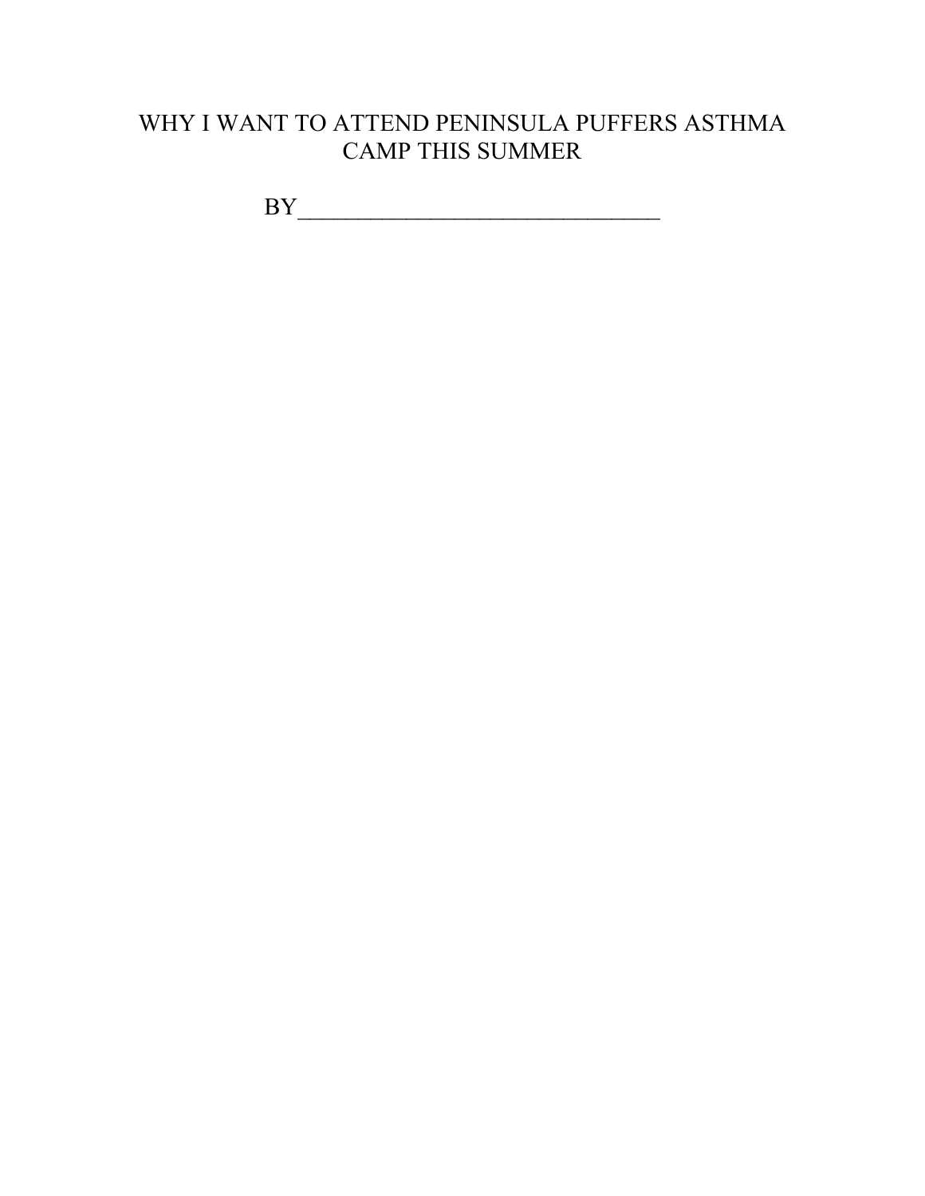# WHY I WANT TO ATTEND PENINSULA PUFFERS ASTHMA CAMP THIS SUMMER

BY_______________________________